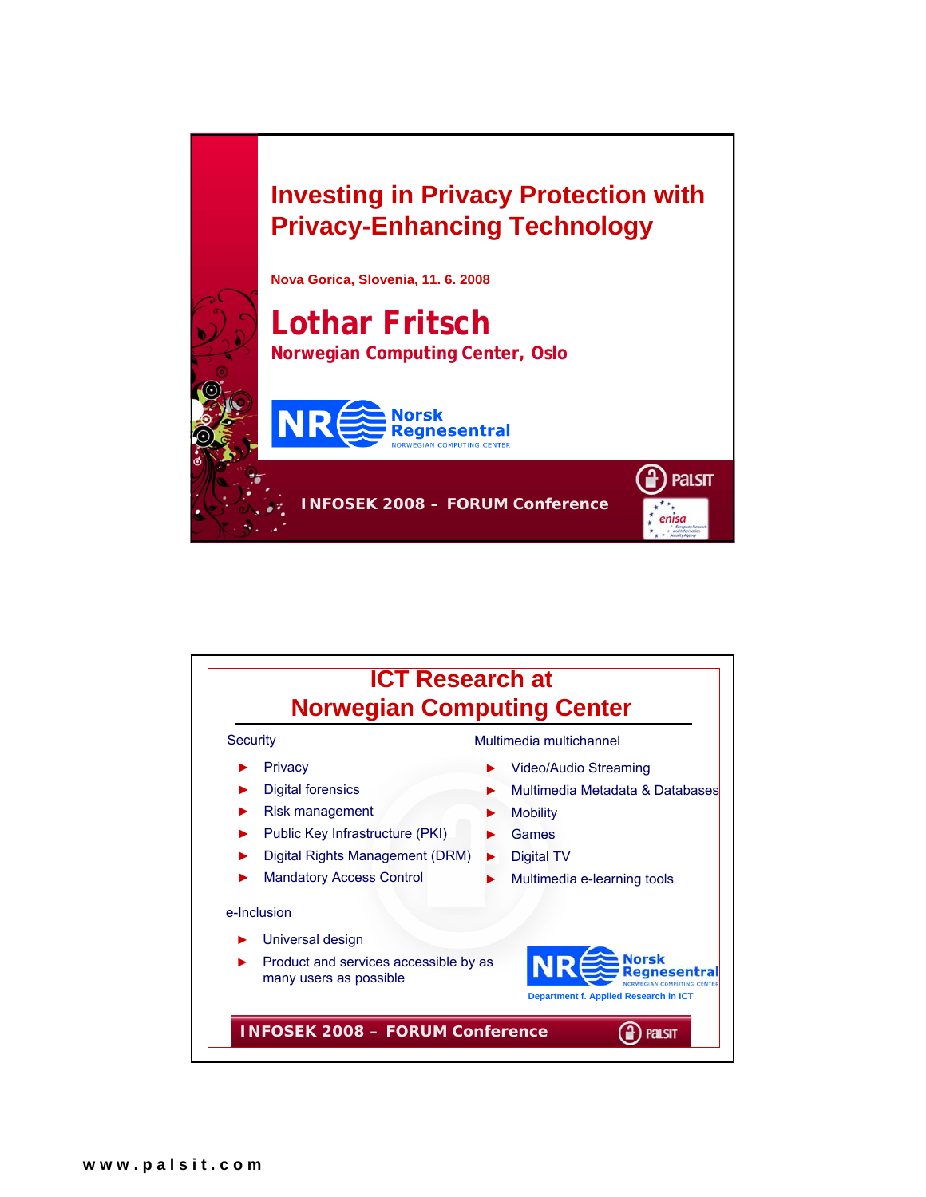# Investing in Privacy Protection with Privacy-Enhancing Technology

Nova Gorica, Slovenia, 11. 6. 2008

## Lothar Fritsch

Norwegian Computing Center, Oslo

NR Norsk Regnesentral
NORWEGIAN COMPUTING CENTER

INFOSEK 2008 – FORUM Conference

PaLSIT

enisa

---

## ICT Research at Norwegian Computing Center

Security

- Privacy
- Digital forensics
- Risk management
- Public Key Infrastructure (PKI)
- Digital Rights Management (DRM)
- Mandatory Access Control

Multimedia multichannel

- Video/Audio Streaming
- Multimedia Metadata & Databases
- Mobility
- Games
- Digital TV
- Multimedia e-learning tools

e-Inclusion

- Universal design
- Product and services accessible by as many users as possible

NR Norsk Regnesentral
NORWEGIAN COMPUTING CENTER
Department f. Applied Research in ICT

INFOSEK 2008 – FORUM Conference

PaLSIT

www.palsit.com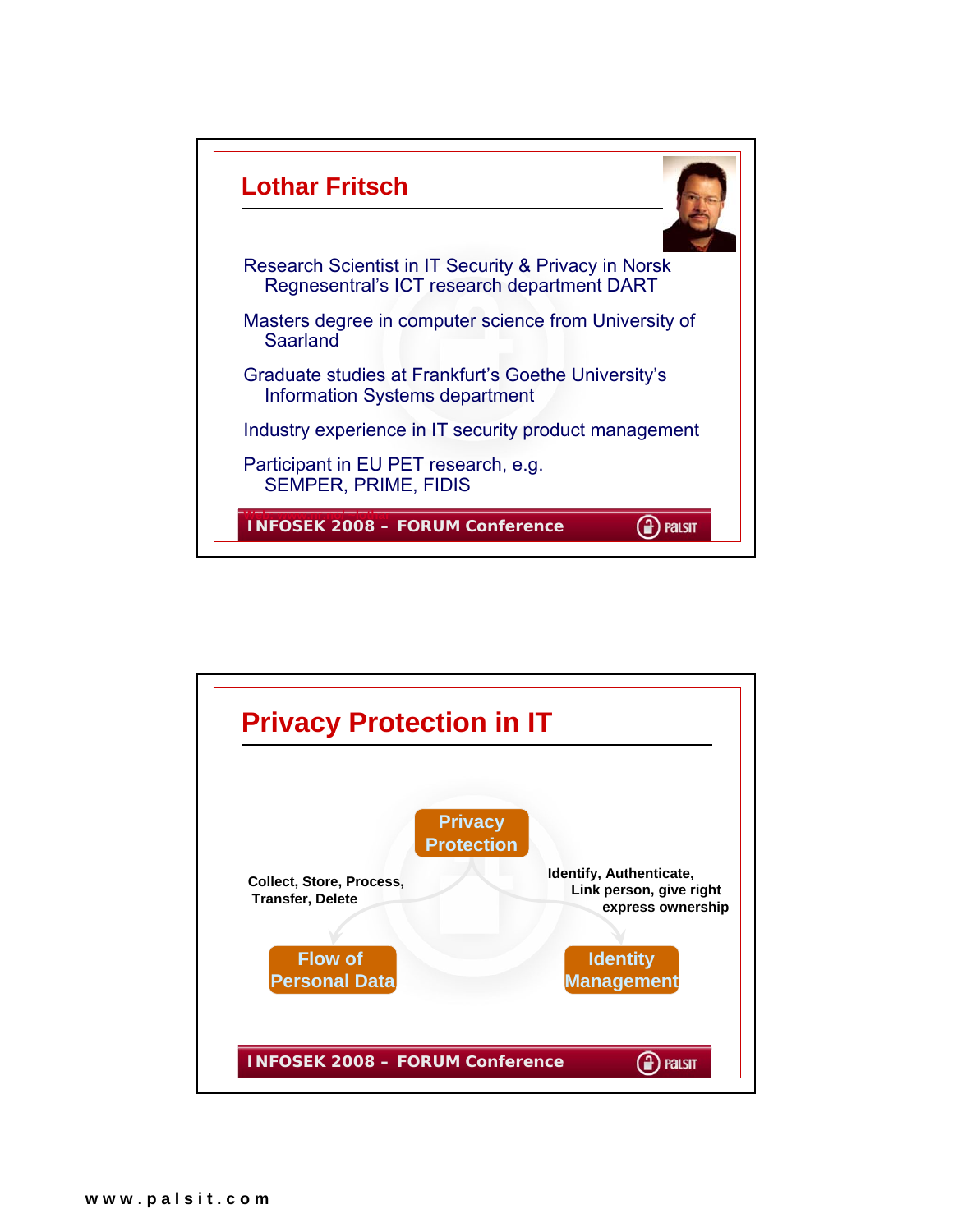## Lothar Fritsch

- Research Scientist in IT Security & Privacy in Norsk Regnesentral's ICT research department DART
- Masters degree in computer science from University of Saarland
- Graduate studies at Frankfurt's Goethe University's Information Systems department
- Industry experience in IT security product management
- Participant in EU PET research, e.g. SEMPER, PRIME, FIDIS

## Privacy Protection in IT

Privacy Protection

Collect, Store, Process, Transfer, Delete

Identify, Authenticate, Link person, give right express ownership

Flow of Personal Data

Identity Management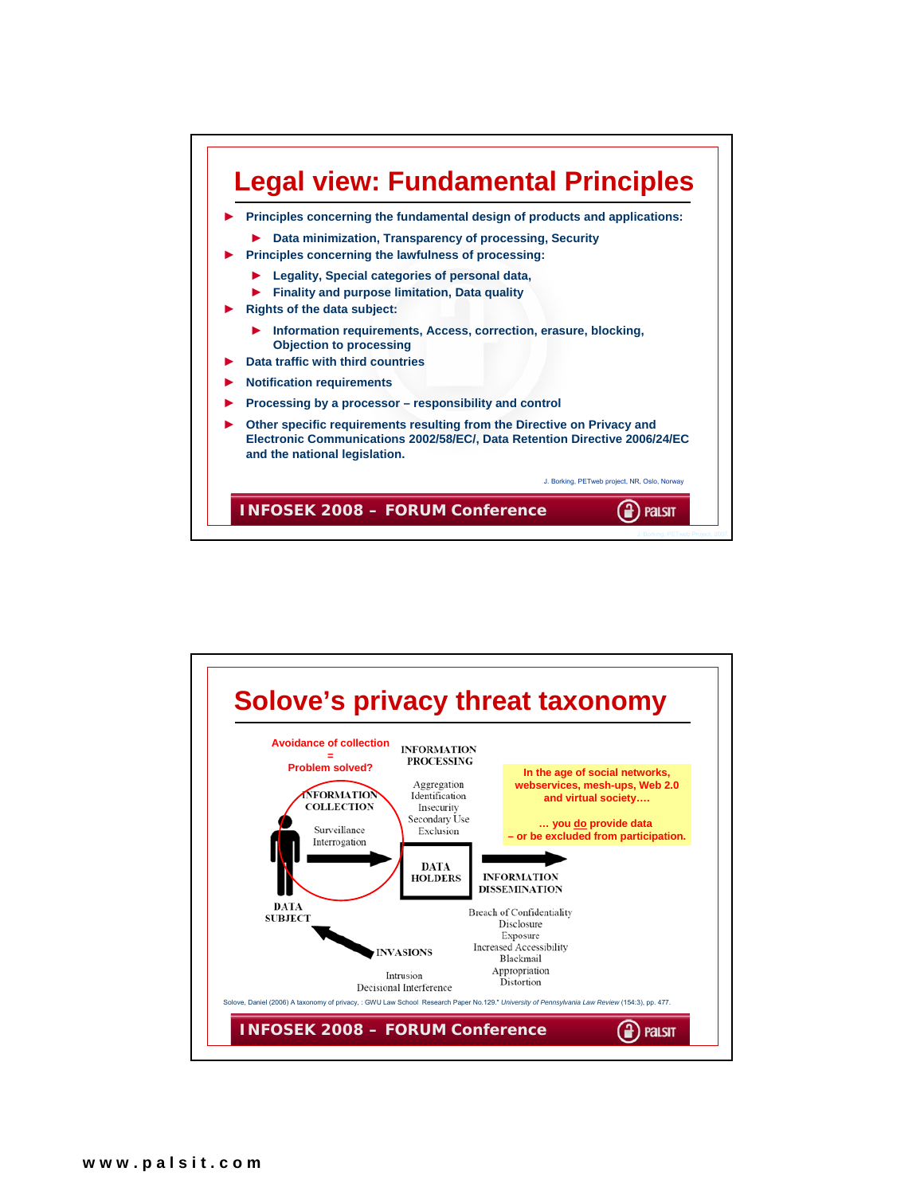# Legal view: Fundamental Principles

- Principles concerning the fundamental design of products and applications:
  - Data minimization, Transparency of processing, Security
- Principles concerning the lawfulness of processing:
  - Legality, Special categories of personal data,
  - Finality and purpose limitation, Data quality
- Rights of the data subject:
  - Information requirements, Access, correction, erasure, blocking, Objection to processing
- Data traffic with third countries
- Notification requirements
- Processing by a processor – responsibility and control
- Other specific requirements resulting from the Directive on Privacy and Electronic Communications 2002/58/EC/, Data Retention Directive 2006/24/EC and the national legislation.

J. Borking, PETweb project, NR, Oslo, Norway

INFOSEK 2008 – FORUM Conference

# Solove's privacy threat taxonomy

Avoidance of collection = Problem solved?

INFORMATION PROCESSING
Aggregation
Identification
Insecurity
Secondary Use
Exclusion

INFORMATION COLLECTION
Surveillance
Interrogation

DATA SUBJECT

DATA HOLDERS

INFORMATION DISSEMINATION
Breach of Confidentiality
Disclosure
Exposure
Increased Accessibility
Blackmail
Appropriation
Distortion

INVASIONS
Intrusion
Decisional Interference

In the age of social networks, webservices, mesh-ups, Web 2.0 and virtual society….

… you do provide data – or be excluded from participation.

Solove, Daniel (2006) A taxonomy of privacy, : GWU Law School Research Paper No.129." *University of Pennsylvania Law Review* (154:3), pp. 477.

INFOSEK 2008 – FORUM Conference

www.palsit.com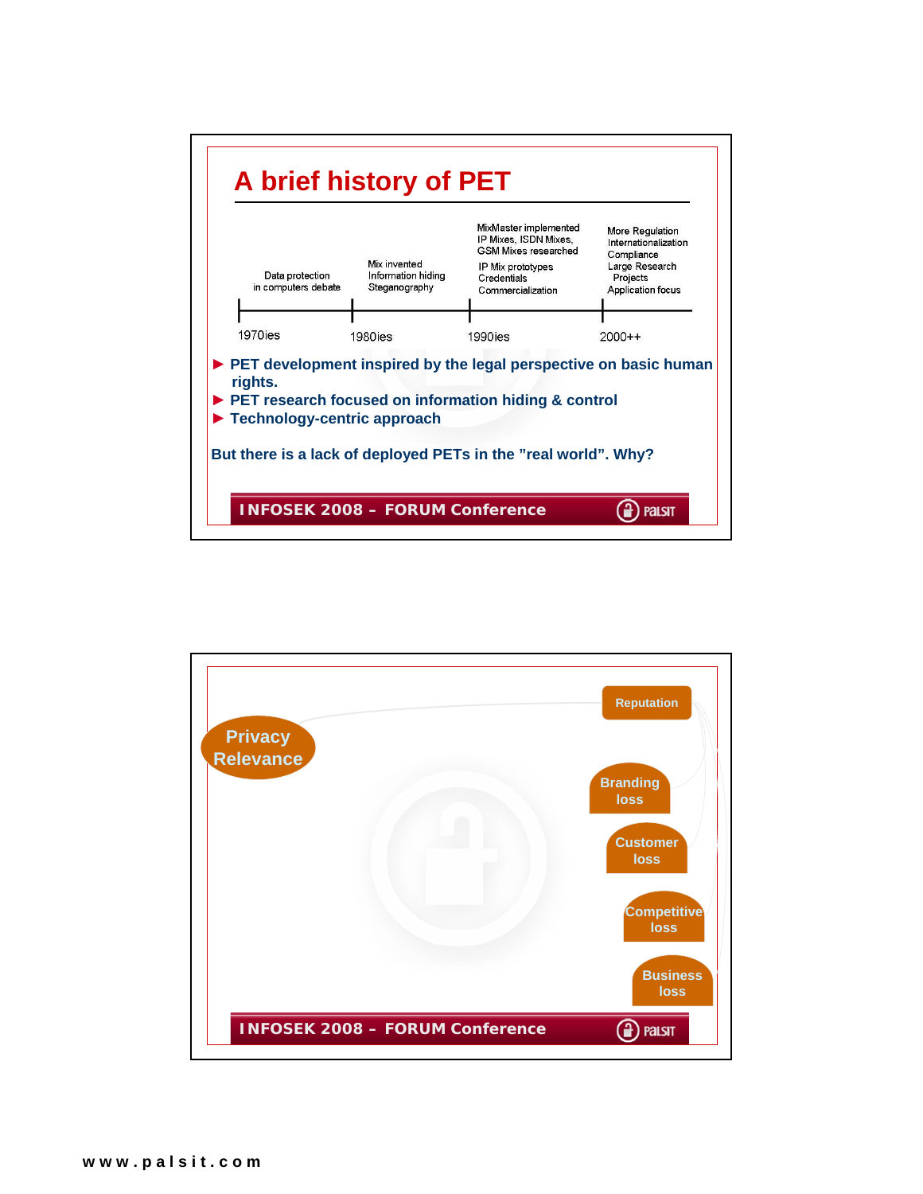# A brief history of PET

Data protection in computers debate

Mix invented
Information hiding
Steganography

MixMaster implemented
IP Mixes, ISDN Mixes,
GSM Mixes researched
IP Mix prototypes
Credentials
Commercialization

More Regulation
Internationalization
Compliance
Large Research Projects
Application focus

1970ies
1980ies
1990ies
2000++

- PET development inspired by the legal perspective on basic human rights.
- PET research focused on information hiding & control
- Technology-centric approach

But there is a lack of deployed PETs in the "real world". Why?

INFOSEK 2008 – FORUM Conference

Privacy Relevance

Reputation

Branding loss

Customer loss

Competitive loss

Business loss

INFOSEK 2008 – FORUM Conference

www.palsit.com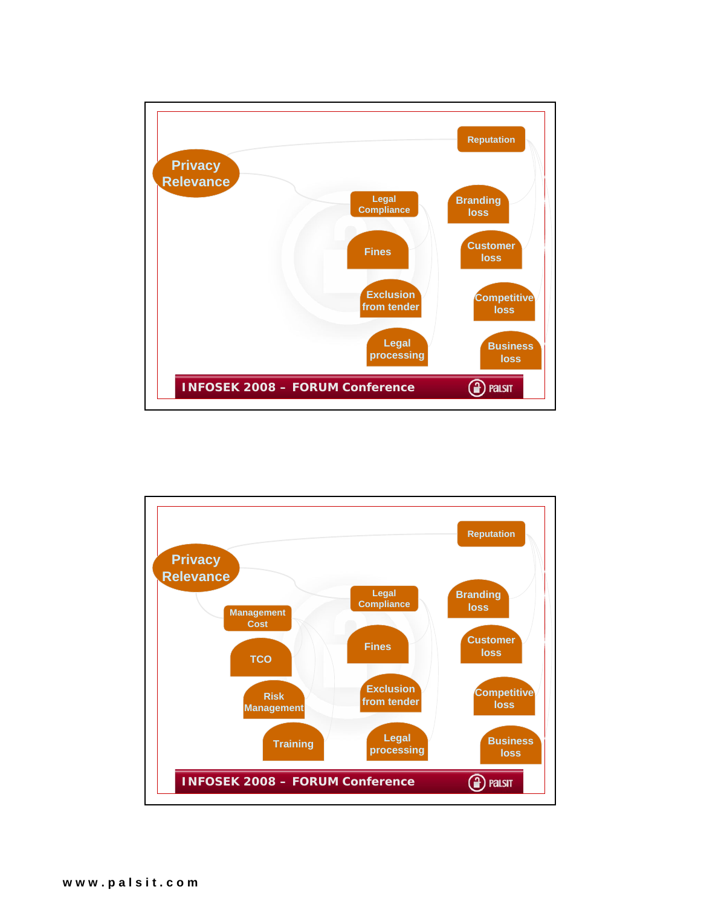Privacy Relevance

Reputation

Legal Compliance

Branding loss

Fines

Customer loss

Exclusion from tender

Competitive loss

Legal processing

Business loss

INFOSEK 2008 – FORUM Conference

PALSIT

---

Privacy Relevance

Reputation

Legal Compliance

Branding loss

Management Cost

Fines

Customer loss

TCO

Risk Management

Exclusion from tender

Competitive loss

Training

Legal processing

Business loss

INFOSEK 2008 – FORUM Conference

PALSIT

www.palsit.com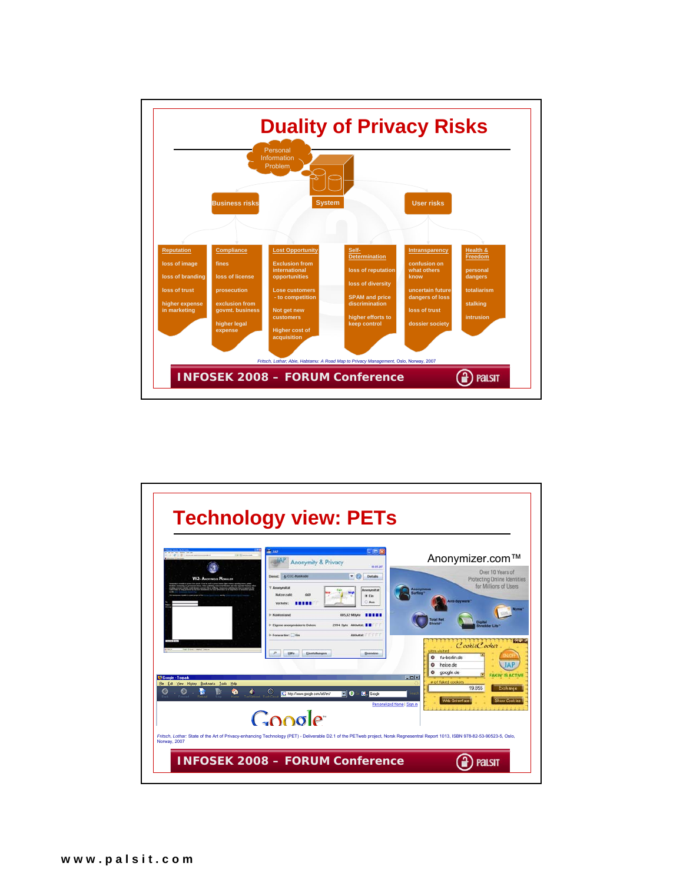# Duality of Privacy Risks

Personal Information Problem

System

Business risks

User risks

**Reputation**
- loss of image
- loss of branding
- loss of trust
- higher expense in marketing

**Compliance**
- fines
- loss of license
- prosecution
- exclusion from govmt. business
- higher legal expense

**Lost Opportunity**
- Exclusion from international opportunities
- Lose customers - to competition
- Not get new customers
- Higher cost of acquisition

**Self-Determination**
- loss of reputation
- loss of diversity
- SPAM and price discrimination
- higher efforts to keep control

**Intransparency**
- confusion on what others know
- uncertain future dangers of loss
- loss of trust
- dossier society

**Health & Freedom**
- personal dangers
- totaliarism
- stalking
- intrusion

*Fritsch, Lothar; Abie, Habtamu: A Road Map to Privacy Management*, Oslo, Norway, 2007

INFOSEK 2008 – FORUM Conference

# Technology view: PETs

Anonymizer.com™

Fritsch, Lothar: State of the Art of Privacy-enhancing Technology (PET) - Deliverable D2.1 of the PETweb project, Norsk Regnesentral Report 1013, ISBN 978-82-53-90523-5, Oslo, Norway, 2007

INFOSEK 2008 – FORUM Conference

www.palsit.com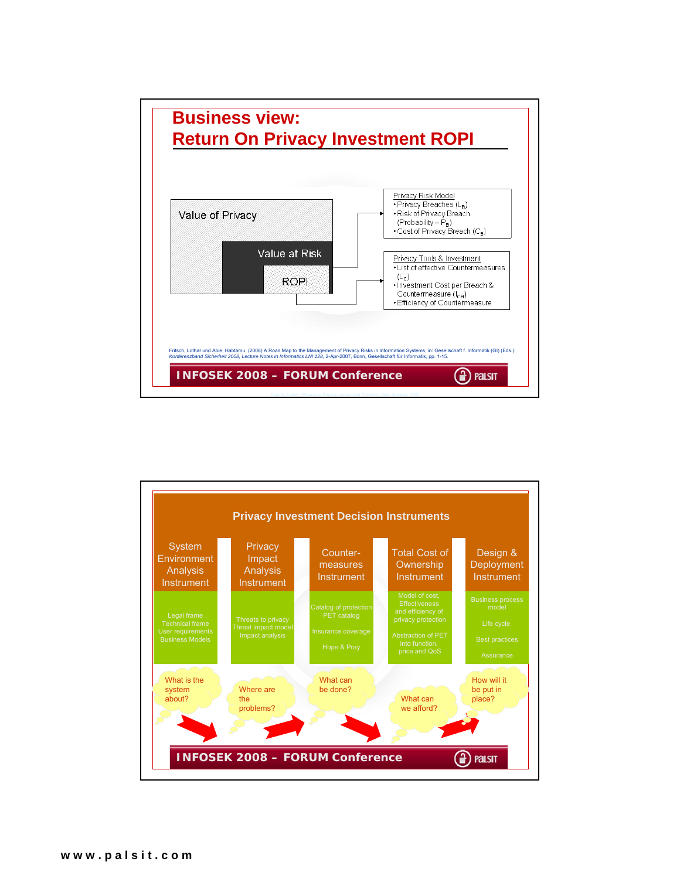## Business view: Return On Privacy Investment ROPI

Value of Privacy

Value at Risk

ROPI

Privacy Risk Model
- Privacy Breaches ($L_B$)
- Risk of Privacy Breach (Probability – $P_B$)
- Cost of Privacy Breach ($C_B$)

Privacy Tools & Investment
- List of effective Countermeasures ($L_C$)
- Investment Cost per Breach & Countermeasure ($I_{CB}$)
- Efficiency of Countermeasure

Fritsch, Lothar und Abie, Habtamu. (2008) A Road Map to the Management of Privacy Risks in Information Systems, in: Gesellschaft f. Informatik (GI) (Eds.): *Konferenzband Sicherheit 2008, Lecture Notes in Informatics LNI 128*, 2-Apr-2007, Bonn, Gesellschaft für Informatik, pp. 1-15.

## Privacy Investment Decision Instruments

| System Environment Analysis Instrument | Privacy Impact Analysis Instrument | Counter-measures Instrument | Total Cost of Ownership Instrument | Design & Deployment Instrument |
|---|---|---|---|---|
| Legal frame<br>Technical frame<br>User requirements<br>Business Models | Threats to privacy<br>Threat impact model<br>Impact analysis | Catalog of protection PET catalog<br>Insurance coverage<br>Hope & Pray | Model of cost, Effectiveness and efficiency of privacy protection<br>Abstraction of PET into function, price and QoS | Business process model<br>Life cycle<br>Best practices<br>Assurance |
| What is the system about? | Where are the problems? | What can be done? | What can we afford? | How will it be put in place? |

www.palsit.com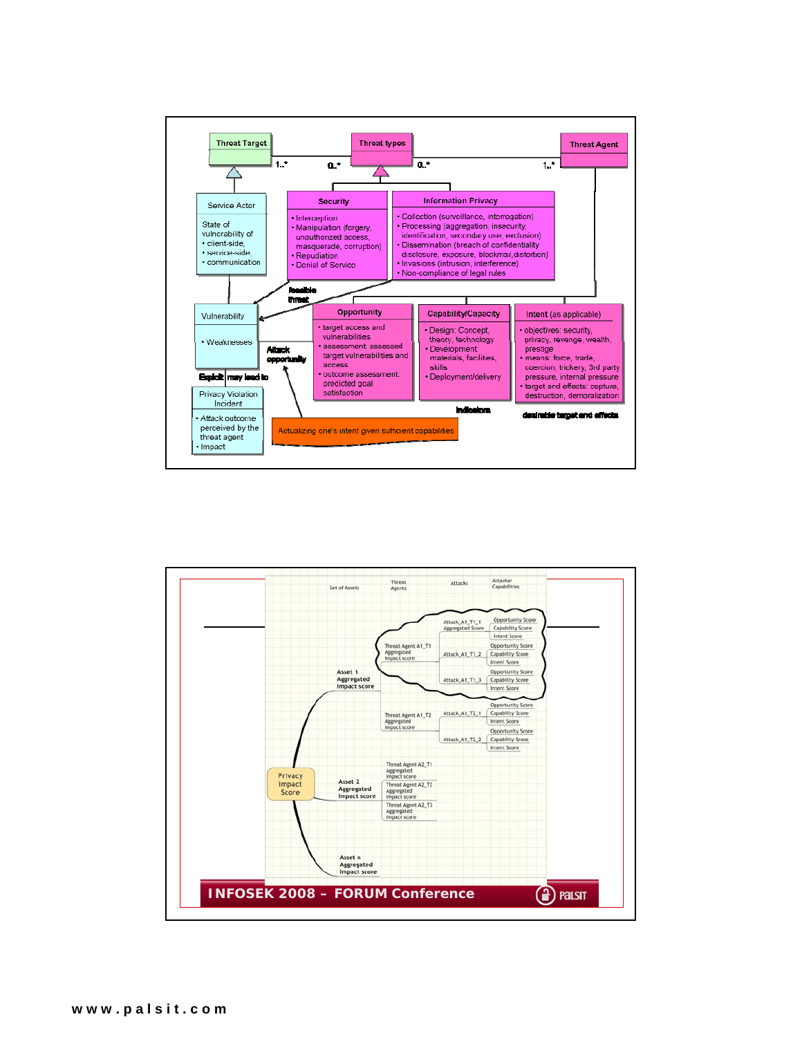Threat Target

1..*

0..*

Threat types

0..*

1..*

Threat Agent

Service Actor

State of vulnerability of
- client-side,
- service-side,
- communication

Security
- Interception
- Manipulation (forgery, unauthorized access, masquerade, corruption)
- Repudiation
- Denial of Service

Information Privacy
- Collection (surveillance, interrogation)
- Processing (aggregation, insecurity, identification, secondary use, exclusion)
- Dissemination (breach of confidentiality disclosure, exposure, blackmail,distortion)
- Invasions (intrusion, interference)
- Non-compliance of legal rules

feasible threat

Vulnerability
- Weaknesses

Attack opportunity

Opportunity
- target access and vulnerabilities
- assessment: assessed target vulnerabilities and access
- outcome assessment: predicted goal satisfaction

Capability/Capacity
- Design: Concept, theory, technology
- Development: materials, facilities, skills
- Deployment/delivery

Intent (as applicable)
- objectives: security, privacy, revenge, wealth, prestige
- means: force, trade, coercion, trickery, 3rd party pressure, internal pressure
- target and effects: capture, destruction, demoralization

Explicit may lead to

Privacy Violation Incident
- Attack outcome perceived by the threat agent
- Impact

Actualizing one's intent given sufficient capabilities

Indicators

desirable target and effects

Set of Assets

Threat Agents

Attacks

Attacker Capabilities

Privacy Impact Score

Asset 1 Aggregated Impact score

Threat Agent A1_T1 Aggregated Impact score

Attack_A1_T1_1 Aggregated Score

Opportunity Score
Capability Score
Intent Score

Attack_A1_T1_2

Opportunity Score
Capability Score
Intent Score

Attack_A1_T1_3

Opportunity Score
Capability Score
Intent Score

Threat Agent A1_T2 Aggregated Impact score

Attack_A1_T2_1

Opportunity Score
Capability Score
Intent Score

Attack_A1_T2_2

Opportunity Score
Capability Score
Intent Score

Asset 2 Aggregated Impact score

Threat Agent A2_T1 Aggregated Impact score

Threat Agent A2_T2 Aggregated Impact score

Threat Agent A2_T3 Aggregated Impact score

Asset n Aggregated Impact score

INFOSEK 2008 – FORUM Conference

PALSIT

www.palsit.com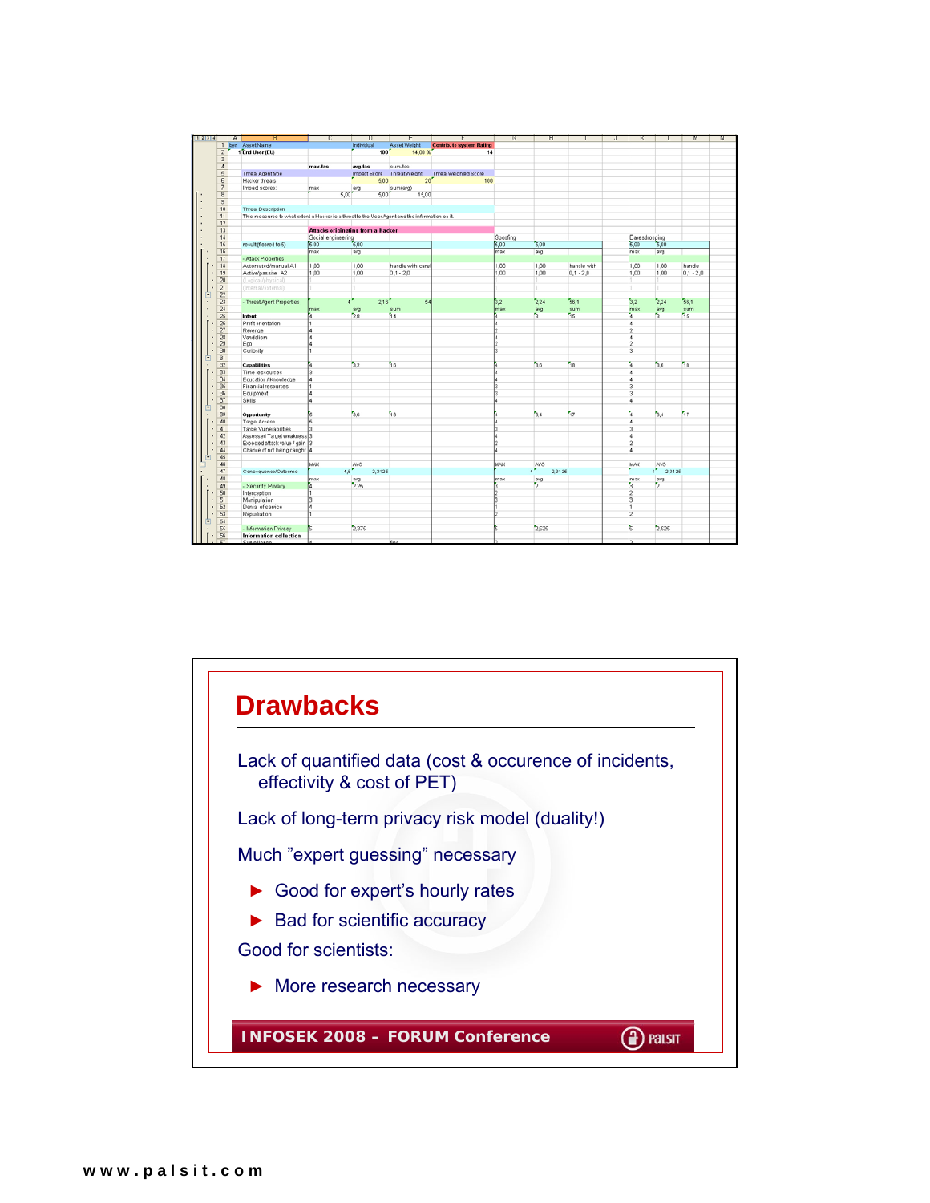# Drawbacks

Lack of quantified data (cost & occurence of incidents, effectivity & cost of PET)

Lack of long-term privacy risk model (duality!)

Much "expert guessing" necessary

- Good for expert's hourly rates
- Bad for scientific accuracy

Good for scientists:

- More research necessary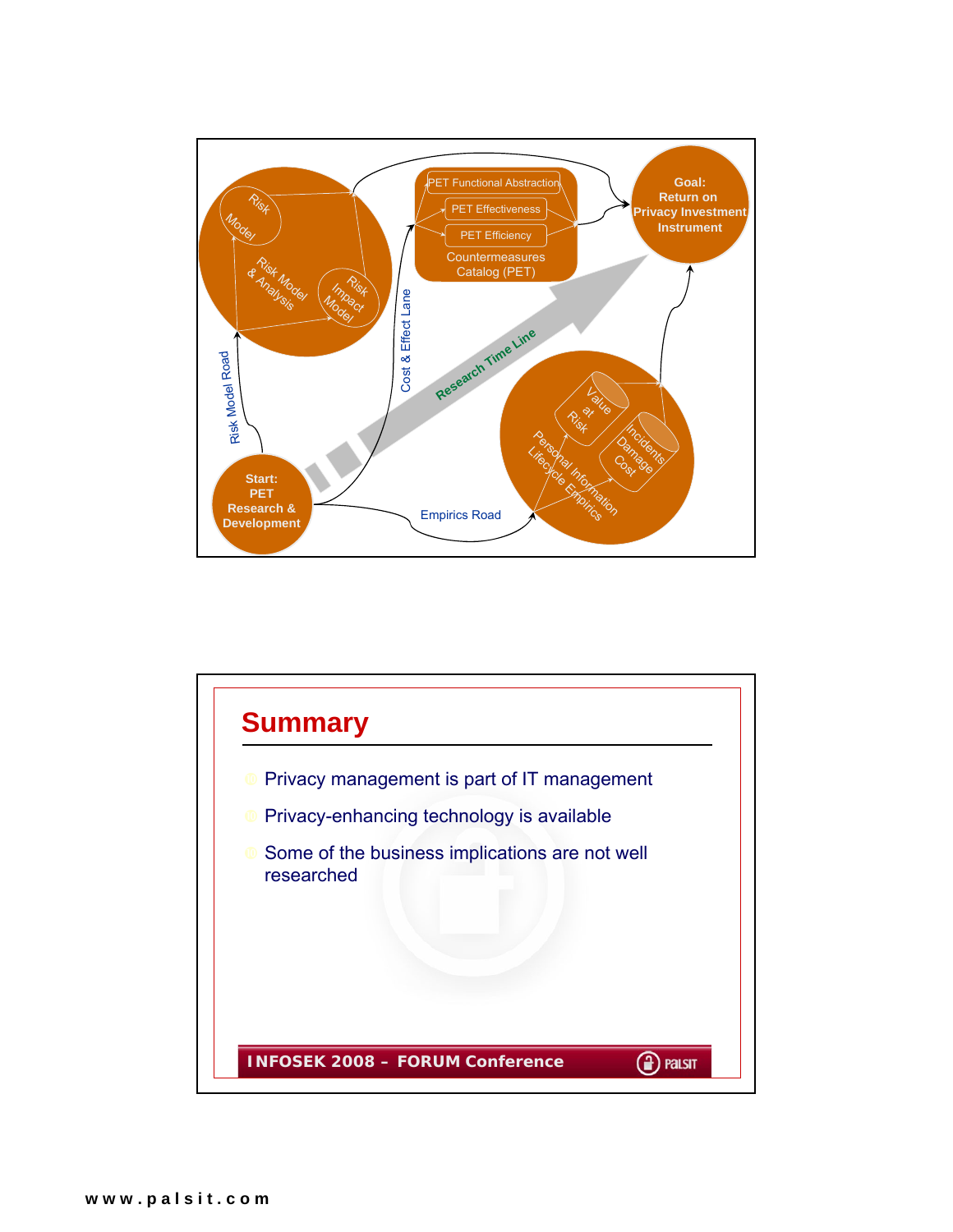Goal: Return on Privacy Investment Instrument

Start: PET Research & Development

Risk Model Road

Risk Model

Risk Model & Analysis

Risk Impact Model

Cost & Effect Lane

PET Functional Abstraction

PET Effectiveness

PET Efficiency

Countermeasures Catalog (PET)

Research Time Line

Value at Risk

Incidents Damage Cost

Personal Information Lifecycle Empirics

Empirics Road

# Summary

- Privacy management is part of IT management
- Privacy-enhancing technology is available
- Some of the business implications are not well researched

INFOSEK 2008 – FORUM Conference

www.palsit.com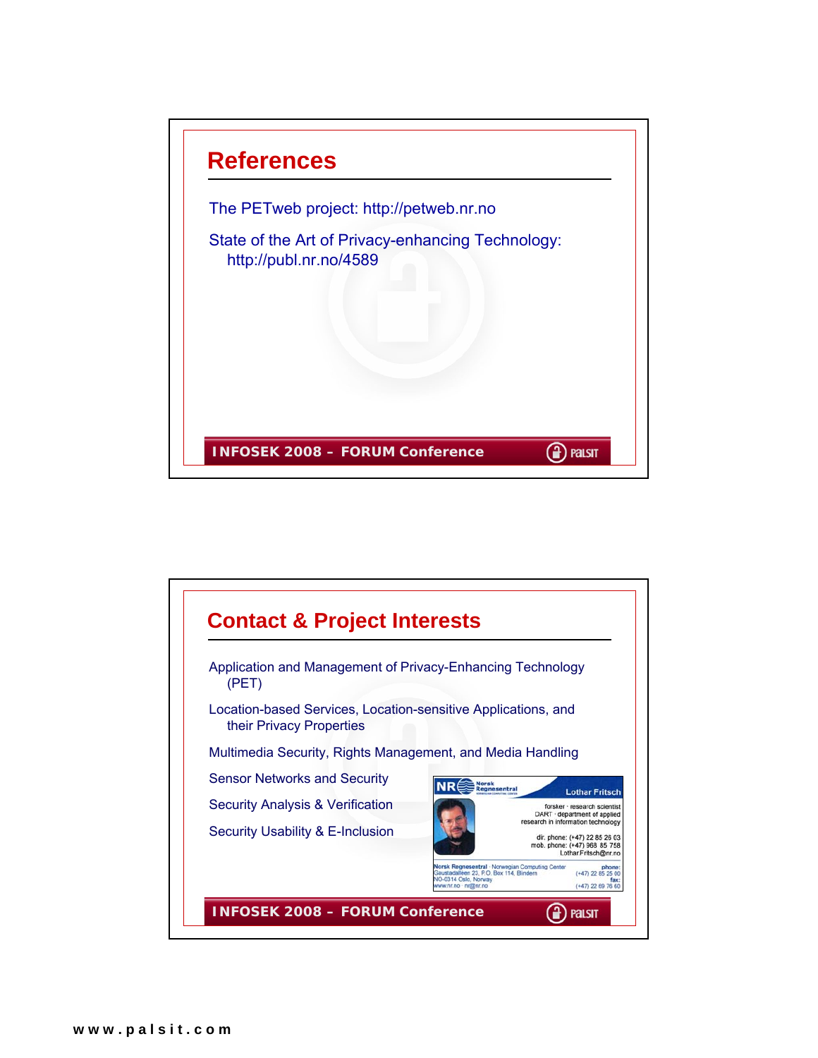## References

The PETweb project: http://petweb.nr.no

State of the Art of Privacy-enhancing Technology: http://publ.nr.no/4589

INFOSEK 2008 – FORUM Conference

## Contact & Project Interests

Application and Management of Privacy-Enhancing Technology (PET)

Location-based Services, Location-sensitive Applications, and their Privacy Properties

Multimedia Security, Rights Management, and Media Handling

Sensor Networks and Security

Security Analysis & Verification

Security Usability & E-Inclusion

NR Norsk Regnesentral

Lothar Fritsch

forsker · research scientist
DART · department of applied research in information technology

dir. phone: (+47) 22 85 26 03
mob. phone: (+47) 968 85 758
Lothar.Fritsch@nr.no

Norsk Regnesentral · Norwegian Computing Center
Gaustadalléen 23, P.O. Box 114, Blindern
NO-0314 Oslo, Norway
www.nr.no · nr@nr.no

phone: (+47) 22 85 25 00
fax: (+47) 22 69 76 60

INFOSEK 2008 – FORUM Conference

www.palsit.com